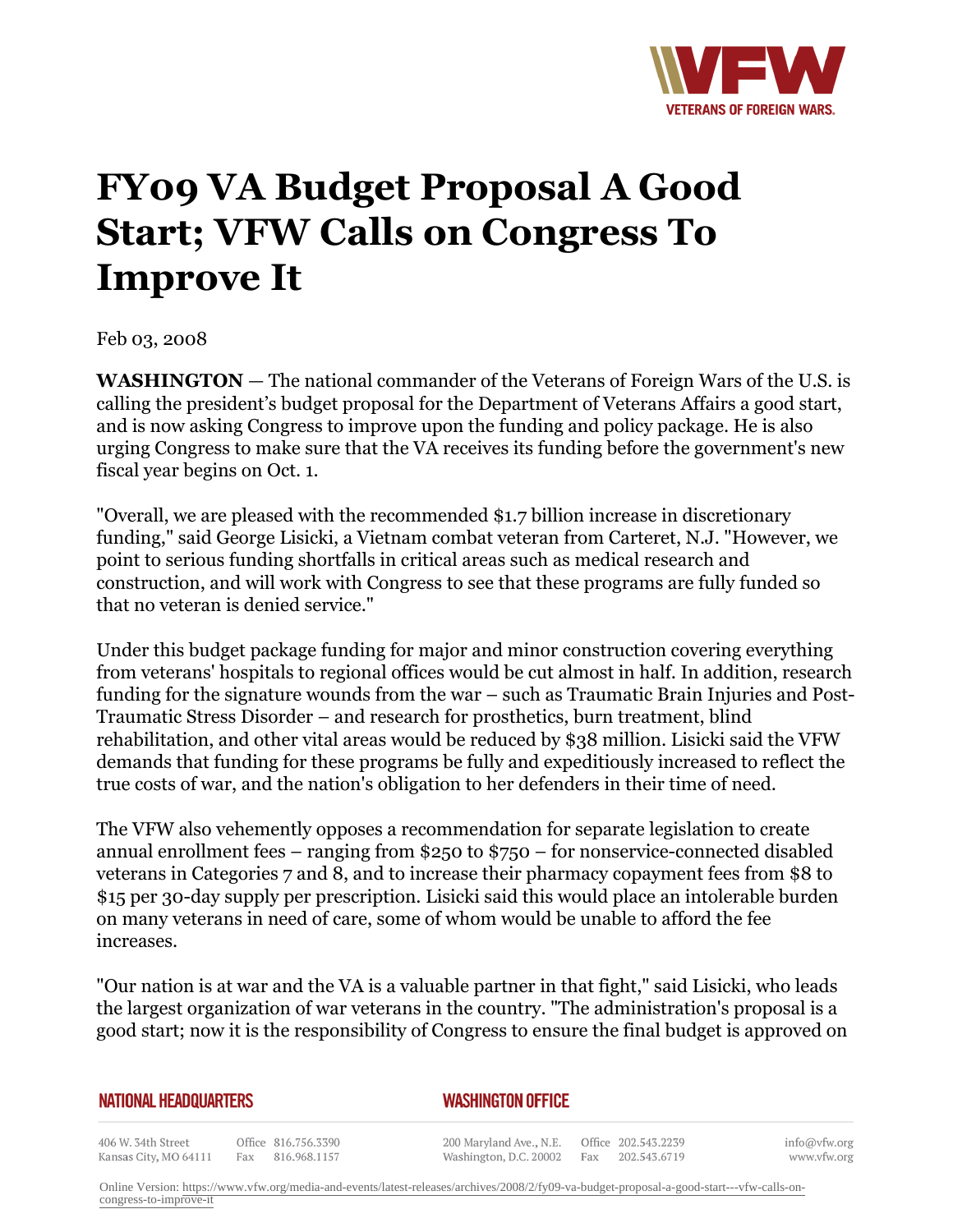# FY09 VA Budget Proposal A Good Start; VFW Calls on Congress To Improve It

Feb 03, 2008

**WASHINGTON** — The national commander of the Veterans of Foreign Wars of the U.S. is calling the president's budget proposal for the Department of Veterans Affairs a good start, and is now asking Congress to improve upon the funding and policy package. He is also urging Congress to make sure that the VA receives its funding before the government's new fiscal year begins on Oct. 1.

"Overall, we are pleased with the recommended $1.7 billion increase in discretionary funding," said George Lisicki, a Vietnam combat veteran from Carteret, N.J. "However, we point to serious funding shortfalls in critical areas such as medical research and construction, and will work with Congress to see that these programs are fully funded so that no veteran is denied service."

Under this budget package funding for major and minor construction covering everything from veterans' hospitals to regional offices would be cut almost in half. In addition, research funding for the signature wounds from the war – such as Traumatic Brain Injuries and Post-Traumatic Stress Disorder – and research for prosthetics, burn treatment, blind rehabilitation, and other vital areas would be reduced by $38 million. Lisicki said the VFW demands that funding for these programs be fully and expeditiously increased to reflect the true costs of war, and the nation's obligation to her defenders in their time of need.

The VFW also vehemently opposes a recommendation for separate legislation to create annual enrollment fees – ranging from $250 to $750 – for nonservice-connected disabled veterans in Categories 7 and 8, and to increase their pharmacy copayment fees from $8 to $15 per 30-day supply per prescription. Lisicki said this would place an intolerable burden on many veterans in need of care, some of whom would be unable to afford the fee increases.

"Our nation is at war and the VA is a valuable partner in that fight," said Lisicki, who leads the largest organization of war veterans in the country. "The administration's proposal is a good start; now it is the responsibility of Congress to ensure the final budget is approved on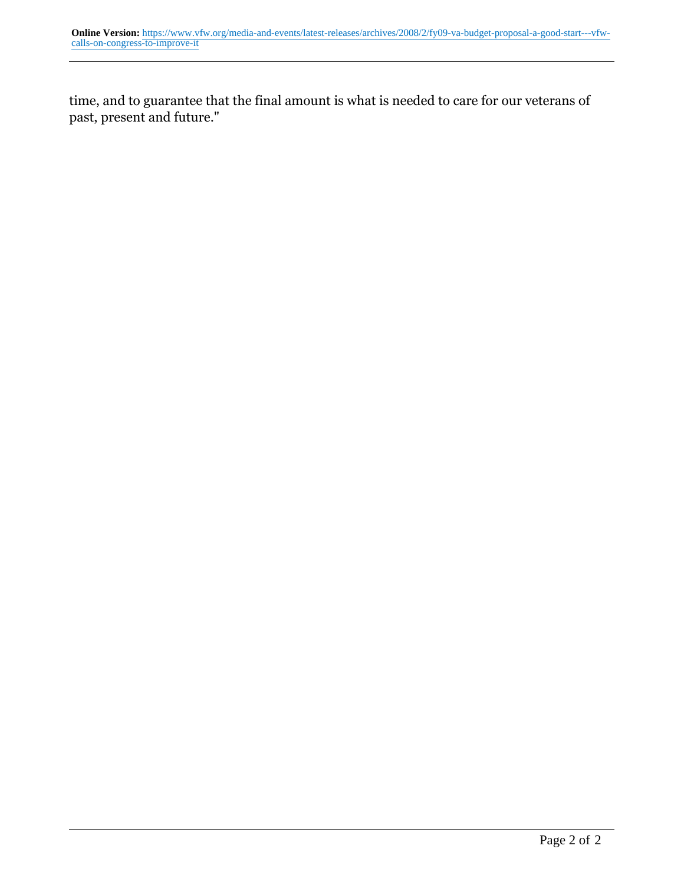time, and to guarantee that the final amount is what is needed to care for our veterans of past, present and future."